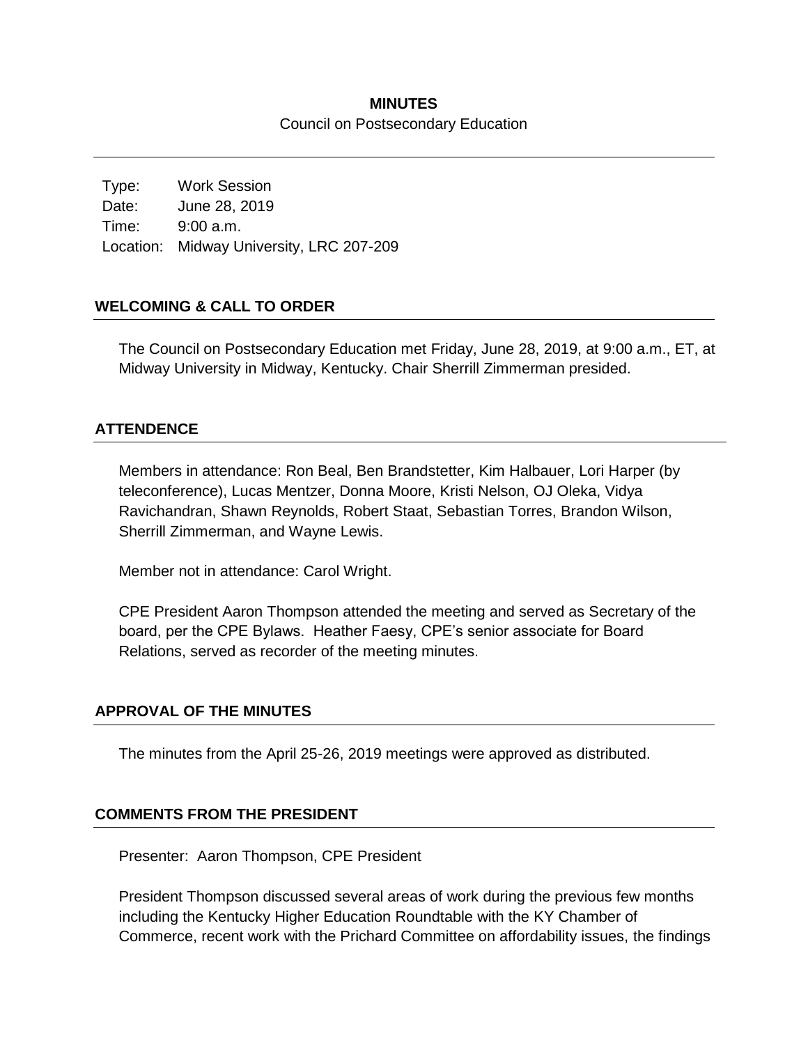# MINUTES

Council on Postsecondary Education

| Type: | Work Session |
|---|---|
| Date: | June 28, 2019 |
| Time: | 9:00 a.m. |
| Location: | Midway University, LRC 207-209 |

## WELCOMING & CALL TO ORDER

The Council on Postsecondary Education met Friday, June 28, 2019, at 9:00 a.m., ET, at Midway University in Midway, Kentucky. Chair Sherrill Zimmerman presided.

## ATTENDENCE

Members in attendance: Ron Beal, Ben Brandstetter, Kim Halbauer, Lori Harper (by teleconference), Lucas Mentzer, Donna Moore, Kristi Nelson, OJ Oleka, Vidya Ravichandran, Shawn Reynolds, Robert Staat, Sebastian Torres, Brandon Wilson, Sherrill Zimmerman, and Wayne Lewis.

Member not in attendance: Carol Wright.

CPE President Aaron Thompson attended the meeting and served as Secretary of the board, per the CPE Bylaws. Heather Faesy, CPE's senior associate for Board Relations, served as recorder of the meeting minutes.

## APPROVAL OF THE MINUTES

The minutes from the April 25-26, 2019 meetings were approved as distributed.

## COMMENTS FROM THE PRESIDENT

Presenter: Aaron Thompson, CPE President

President Thompson discussed several areas of work during the previous few months including the Kentucky Higher Education Roundtable with the KY Chamber of Commerce, recent work with the Prichard Committee on affordability issues, the findings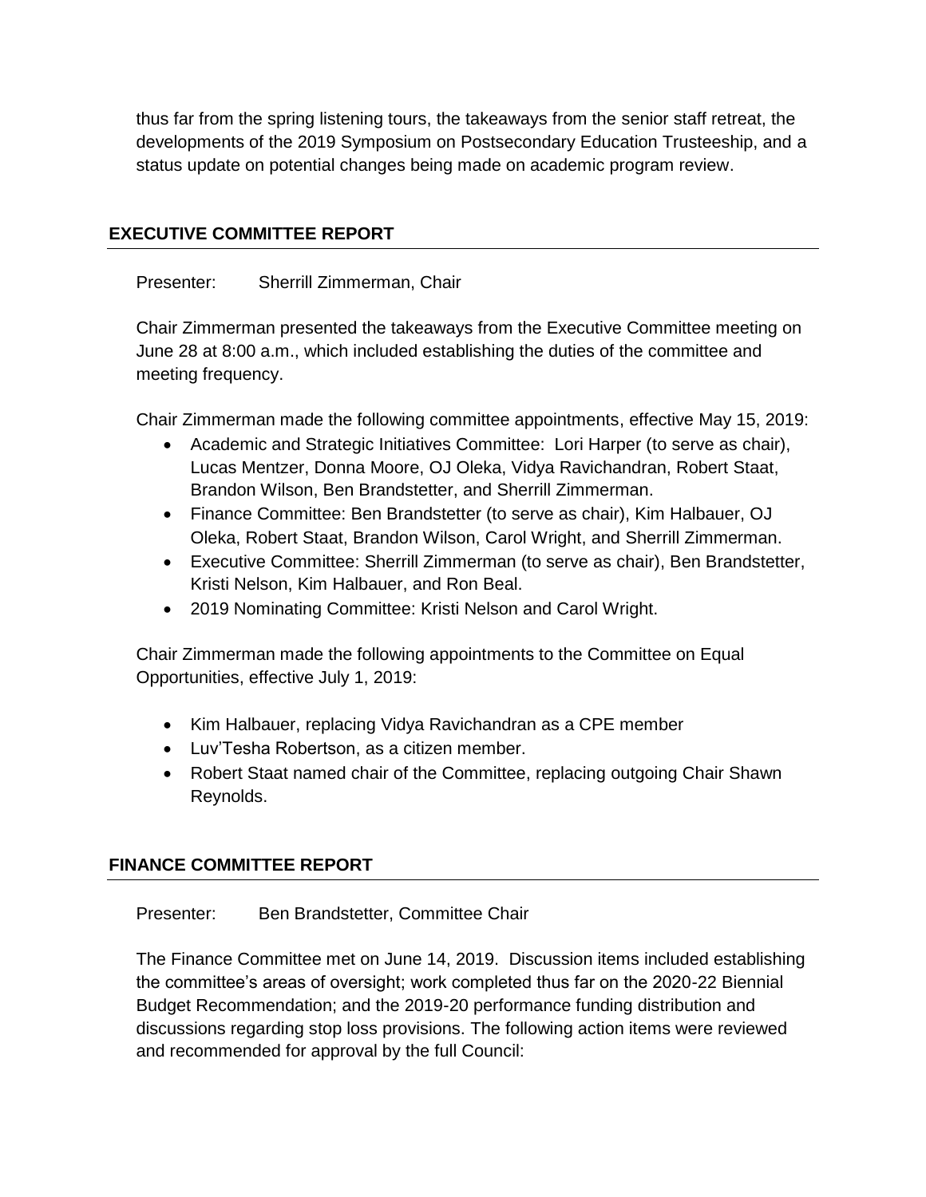thus far from the spring listening tours, the takeaways from the senior staff retreat, the developments of the 2019 Symposium on Postsecondary Education Trusteeship, and a status update on potential changes being made on academic program review.

## EXECUTIVE COMMITTEE REPORT

Presenter: Sherrill Zimmerman, Chair

Chair Zimmerman presented the takeaways from the Executive Committee meeting on June 28 at 8:00 a.m., which included establishing the duties of the committee and meeting frequency.

Chair Zimmerman made the following committee appointments, effective May 15, 2019:

- Academic and Strategic Initiatives Committee: Lori Harper (to serve as chair), Lucas Mentzer, Donna Moore, OJ Oleka, Vidya Ravichandran, Robert Staat, Brandon Wilson, Ben Brandstetter, and Sherrill Zimmerman.
- Finance Committee: Ben Brandstetter (to serve as chair), Kim Halbauer, OJ Oleka, Robert Staat, Brandon Wilson, Carol Wright, and Sherrill Zimmerman.
- Executive Committee: Sherrill Zimmerman (to serve as chair), Ben Brandstetter, Kristi Nelson, Kim Halbauer, and Ron Beal.
- 2019 Nominating Committee: Kristi Nelson and Carol Wright.

Chair Zimmerman made the following appointments to the Committee on Equal Opportunities, effective July 1, 2019:

- Kim Halbauer, replacing Vidya Ravichandran as a CPE member
- Luv'Tesha Robertson, as a citizen member.
- Robert Staat named chair of the Committee, replacing outgoing Chair Shawn Reynolds.

## FINANCE COMMITTEE REPORT

Presenter: Ben Brandstetter, Committee Chair

The Finance Committee met on June 14, 2019. Discussion items included establishing the committee's areas of oversight; work completed thus far on the 2020-22 Biennial Budget Recommendation; and the 2019-20 performance funding distribution and discussions regarding stop loss provisions. The following action items were reviewed and recommended for approval by the full Council: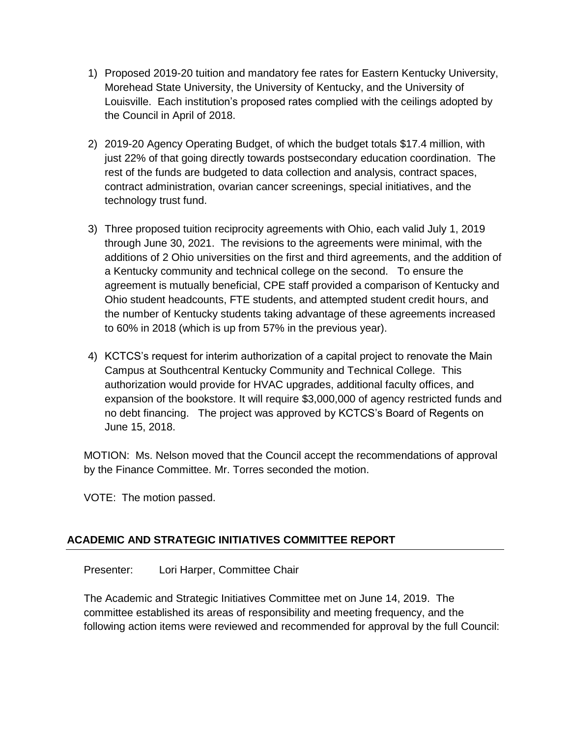1) Proposed 2019-20 tuition and mandatory fee rates for Eastern Kentucky University, Morehead State University, the University of Kentucky, and the University of Louisville. Each institution's proposed rates complied with the ceilings adopted by the Council in April of 2018.

2) 2019-20 Agency Operating Budget, of which the budget totals $17.4 million, with just 22% of that going directly towards postsecondary education coordination. The rest of the funds are budgeted to data collection and analysis, contract spaces, contract administration, ovarian cancer screenings, special initiatives, and the technology trust fund.

3) Three proposed tuition reciprocity agreements with Ohio, each valid July 1, 2019 through June 30, 2021. The revisions to the agreements were minimal, with the additions of 2 Ohio universities on the first and third agreements, and the addition of a Kentucky community and technical college on the second. To ensure the agreement is mutually beneficial, CPE staff provided a comparison of Kentucky and Ohio student headcounts, FTE students, and attempted student credit hours, and the number of Kentucky students taking advantage of these agreements increased to 60% in 2018 (which is up from 57% in the previous year).

4) KCTCS's request for interim authorization of a capital project to renovate the Main Campus at Southcentral Kentucky Community and Technical College. This authorization would provide for HVAC upgrades, additional faculty offices, and expansion of the bookstore. It will require $3,000,000 of agency restricted funds and no debt financing. The project was approved by KCTCS's Board of Regents on June 15, 2018.

MOTION: Ms. Nelson moved that the Council accept the recommendations of approval by the Finance Committee. Mr. Torres seconded the motion.

VOTE: The motion passed.

## ACADEMIC AND STRATEGIC INITIATIVES COMMITTEE REPORT

Presenter: Lori Harper, Committee Chair

The Academic and Strategic Initiatives Committee met on June 14, 2019. The committee established its areas of responsibility and meeting frequency, and the following action items were reviewed and recommended for approval by the full Council: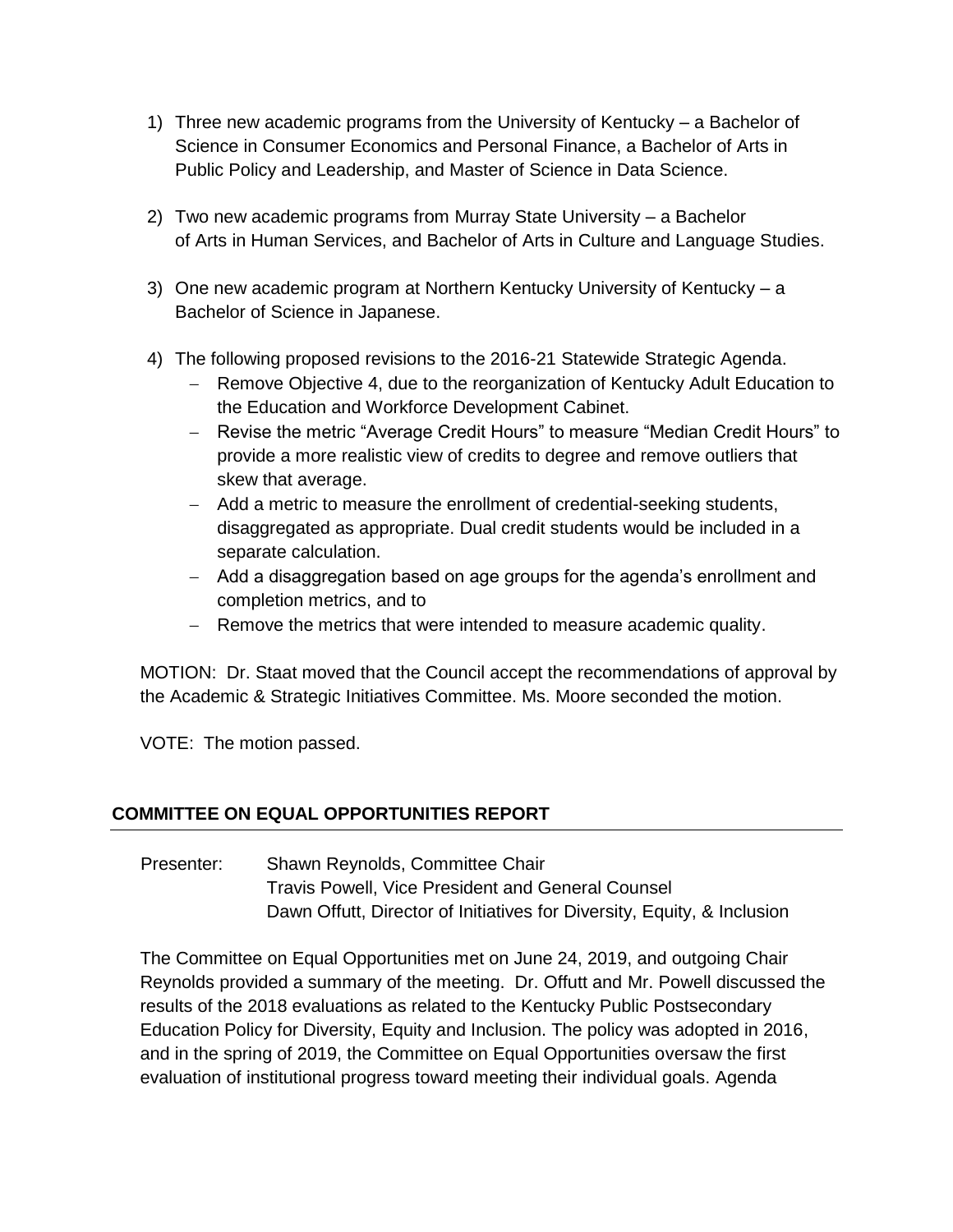1) Three new academic programs from the University of Kentucky – a Bachelor of Science in Consumer Economics and Personal Finance, a Bachelor of Arts in Public Policy and Leadership, and Master of Science in Data Science.

2) Two new academic programs from Murray State University – a Bachelor of Arts in Human Services, and Bachelor of Arts in Culture and Language Studies.

3) One new academic program at Northern Kentucky University of Kentucky – a Bachelor of Science in Japanese.

4) The following proposed revisions to the 2016-21 Statewide Strategic Agenda.
   - Remove Objective 4, due to the reorganization of Kentucky Adult Education to the Education and Workforce Development Cabinet.
   - Revise the metric "Average Credit Hours" to measure "Median Credit Hours" to provide a more realistic view of credits to degree and remove outliers that skew that average.
   - Add a metric to measure the enrollment of credential-seeking students, disaggregated as appropriate. Dual credit students would be included in a separate calculation.
   - Add a disaggregation based on age groups for the agenda's enrollment and completion metrics, and to
   - Remove the metrics that were intended to measure academic quality.

MOTION: Dr. Staat moved that the Council accept the recommendations of approval by the Academic & Strategic Initiatives Committee. Ms. Moore seconded the motion.

VOTE: The motion passed.

## COMMITTEE ON EQUAL OPPORTUNITIES REPORT

Presenter: Shawn Reynolds, Committee Chair
Travis Powell, Vice President and General Counsel
Dawn Offutt, Director of Initiatives for Diversity, Equity, & Inclusion

The Committee on Equal Opportunities met on June 24, 2019, and outgoing Chair Reynolds provided a summary of the meeting. Dr. Offutt and Mr. Powell discussed the results of the 2018 evaluations as related to the Kentucky Public Postsecondary Education Policy for Diversity, Equity and Inclusion. The policy was adopted in 2016, and in the spring of 2019, the Committee on Equal Opportunities oversaw the first evaluation of institutional progress toward meeting their individual goals. Agenda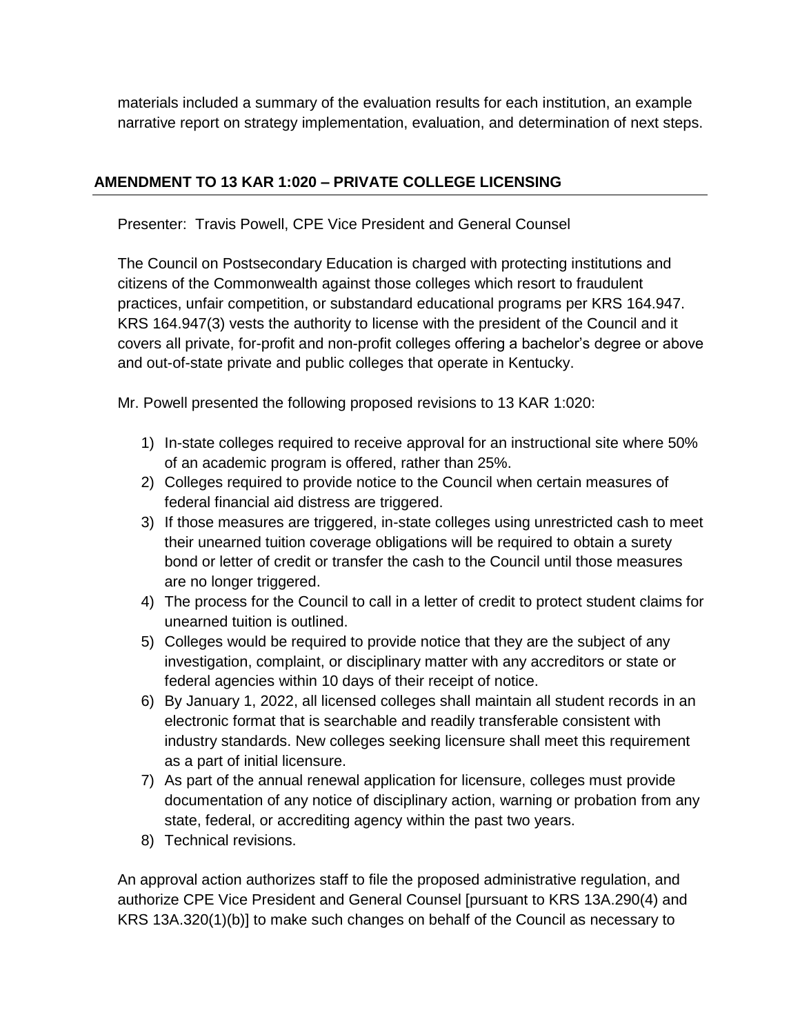materials included a summary of the evaluation results for each institution, an example narrative report on strategy implementation, evaluation, and determination of next steps.

## AMENDMENT TO 13 KAR 1:020 – PRIVATE COLLEGE LICENSING

Presenter: Travis Powell, CPE Vice President and General Counsel

The Council on Postsecondary Education is charged with protecting institutions and citizens of the Commonwealth against those colleges which resort to fraudulent practices, unfair competition, or substandard educational programs per KRS 164.947. KRS 164.947(3) vests the authority to license with the president of the Council and it covers all private, for-profit and non-profit colleges offering a bachelor's degree or above and out-of-state private and public colleges that operate in Kentucky.

Mr. Powell presented the following proposed revisions to 13 KAR 1:020:

1) In-state colleges required to receive approval for an instructional site where 50% of an academic program is offered, rather than 25%.
2) Colleges required to provide notice to the Council when certain measures of federal financial aid distress are triggered.
3) If those measures are triggered, in-state colleges using unrestricted cash to meet their unearned tuition coverage obligations will be required to obtain a surety bond or letter of credit or transfer the cash to the Council until those measures are no longer triggered.
4) The process for the Council to call in a letter of credit to protect student claims for unearned tuition is outlined.
5) Colleges would be required to provide notice that they are the subject of any investigation, complaint, or disciplinary matter with any accreditors or state or federal agencies within 10 days of their receipt of notice.
6) By January 1, 2022, all licensed colleges shall maintain all student records in an electronic format that is searchable and readily transferable consistent with industry standards. New colleges seeking licensure shall meet this requirement as a part of initial licensure.
7) As part of the annual renewal application for licensure, colleges must provide documentation of any notice of disciplinary action, warning or probation from any state, federal, or accrediting agency within the past two years.
8) Technical revisions.

An approval action authorizes staff to file the proposed administrative regulation, and authorize CPE Vice President and General Counsel [pursuant to KRS 13A.290(4) and KRS 13A.320(1)(b)] to make such changes on behalf of the Council as necessary to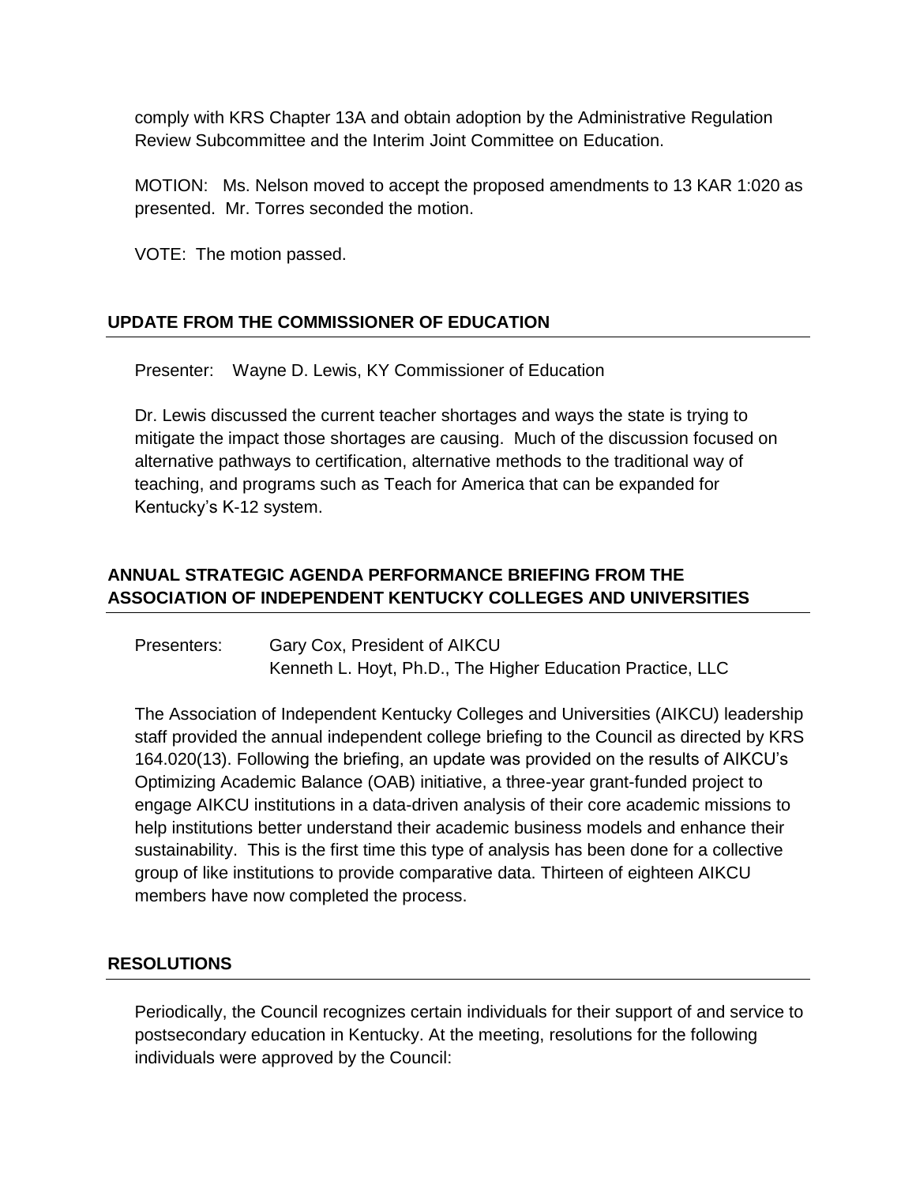comply with KRS Chapter 13A and obtain adoption by the Administrative Regulation Review Subcommittee and the Interim Joint Committee on Education.

MOTION: Ms. Nelson moved to accept the proposed amendments to 13 KAR 1:020 as presented. Mr. Torres seconded the motion.

VOTE: The motion passed.

## UPDATE FROM THE COMMISSIONER OF EDUCATION

Presenter: Wayne D. Lewis, KY Commissioner of Education

Dr. Lewis discussed the current teacher shortages and ways the state is trying to mitigate the impact those shortages are causing. Much of the discussion focused on alternative pathways to certification, alternative methods to the traditional way of teaching, and programs such as Teach for America that can be expanded for Kentucky's K-12 system.

## ANNUAL STRATEGIC AGENDA PERFORMANCE BRIEFING FROM THE ASSOCIATION OF INDEPENDENT KENTUCKY COLLEGES AND UNIVERSITIES

Presenters: Gary Cox, President of AIKCU
Kenneth L. Hoyt, Ph.D., The Higher Education Practice, LLC

The Association of Independent Kentucky Colleges and Universities (AIKCU) leadership staff provided the annual independent college briefing to the Council as directed by KRS 164.020(13). Following the briefing, an update was provided on the results of AIKCU's Optimizing Academic Balance (OAB) initiative, a three-year grant-funded project to engage AIKCU institutions in a data-driven analysis of their core academic missions to help institutions better understand their academic business models and enhance their sustainability. This is the first time this type of analysis has been done for a collective group of like institutions to provide comparative data. Thirteen of eighteen AIKCU members have now completed the process.

## RESOLUTIONS

Periodically, the Council recognizes certain individuals for their support of and service to postsecondary education in Kentucky. At the meeting, resolutions for the following individuals were approved by the Council: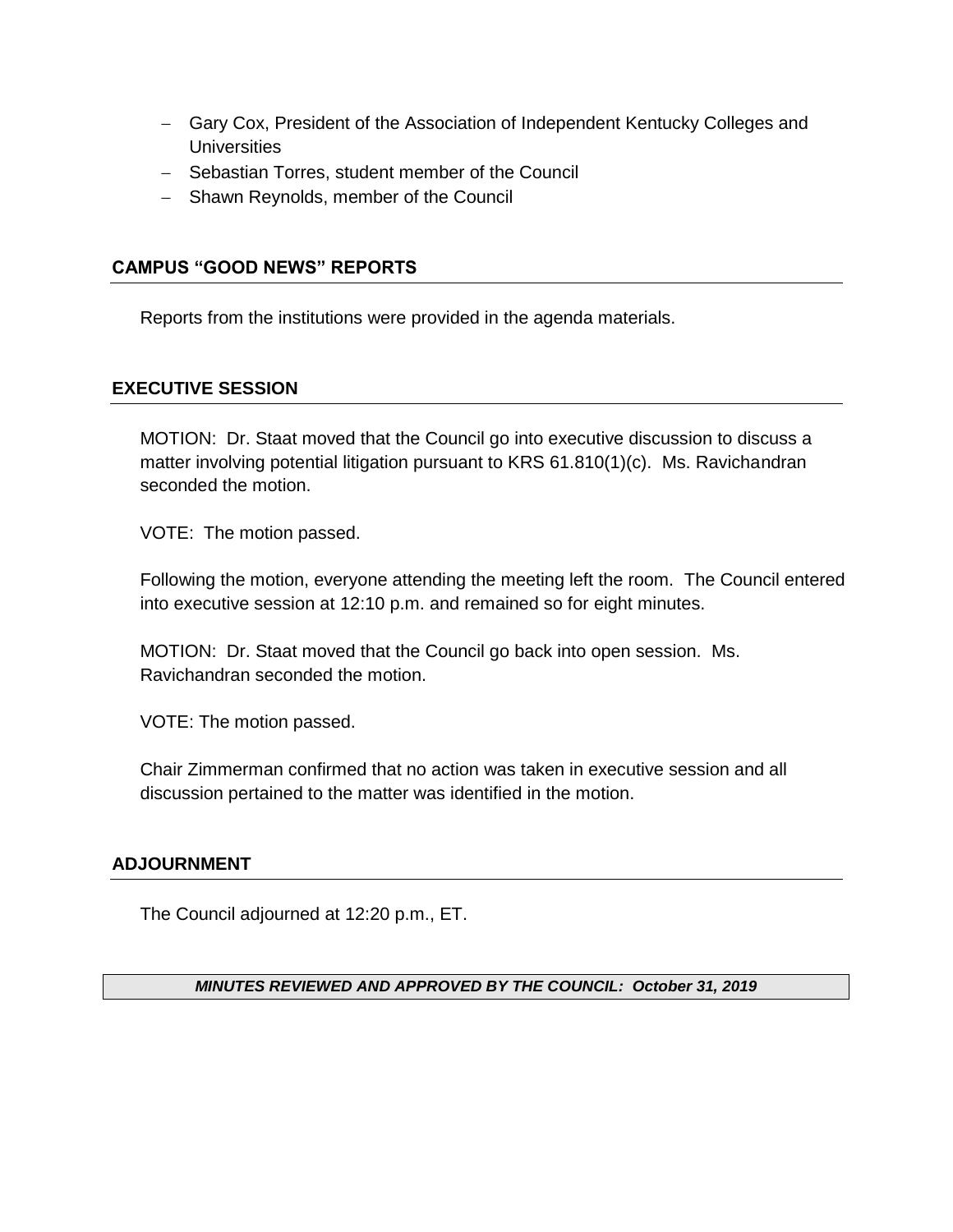- Gary Cox, President of the Association of Independent Kentucky Colleges and Universities
- Sebastian Torres, student member of the Council
- Shawn Reynolds, member of the Council

## CAMPUS "GOOD NEWS" REPORTS

Reports from the institutions were provided in the agenda materials.

## EXECUTIVE SESSION

MOTION: Dr. Staat moved that the Council go into executive discussion to discuss a matter involving potential litigation pursuant to KRS 61.810(1)(c). Ms. Ravichandran seconded the motion.

VOTE: The motion passed.

Following the motion, everyone attending the meeting left the room. The Council entered into executive session at 12:10 p.m. and remained so for eight minutes.

MOTION: Dr. Staat moved that the Council go back into open session. Ms. Ravichandran seconded the motion.

VOTE: The motion passed.

Chair Zimmerman confirmed that no action was taken in executive session and all discussion pertained to the matter was identified in the motion.

## ADJOURNMENT

The Council adjourned at 12:20 p.m., ET.

***MINUTES REVIEWED AND APPROVED BY THE COUNCIL: October 31, 2019***